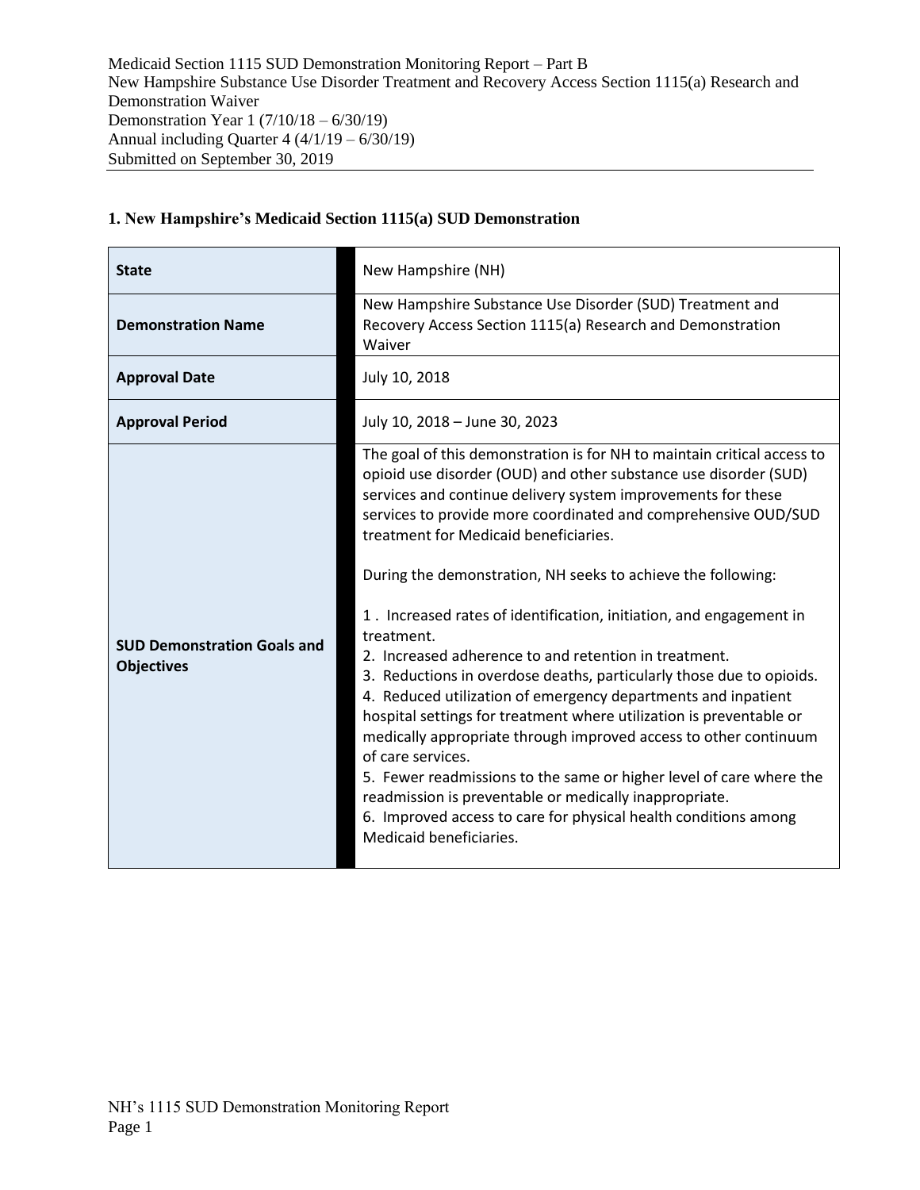Medicaid Section 1115 SUD Demonstration Monitoring Report – Part B
New Hampshire Substance Use Disorder Treatment and Recovery Access Section 1115(a) Research and Demonstration Waiver
Demonstration Year 1 (7/10/18 – 6/30/19)
Annual including Quarter 4 (4/1/19 – 6/30/19)
Submitted on September 30, 2019

## 1. New Hampshire's Medicaid Section 1115(a) SUD Demonstration

| | |
|---|---|
| **State** | New Hampshire (NH) |
| **Demonstration Name** | New Hampshire Substance Use Disorder (SUD) Treatment and Recovery Access Section 1115(a) Research and Demonstration Waiver |
| **Approval Date** | July 10, 2018 |
| **Approval Period** | July 10, 2018 – June 30, 2023 |
| **SUD Demonstration Goals and Objectives** | The goal of this demonstration is for NH to maintain critical access to opioid use disorder (OUD) and other substance use disorder (SUD) services and continue delivery system improvements for these services to provide more coordinated and comprehensive OUD/SUD treatment for Medicaid beneficiaries.<br><br>During the demonstration, NH seeks to achieve the following:<br><br>1 . Increased rates of identification, initiation, and engagement in treatment.<br>2. Increased adherence to and retention in treatment.<br>3. Reductions in overdose deaths, particularly those due to opioids.<br>4. Reduced utilization of emergency departments and inpatient hospital settings for treatment where utilization is preventable or medically appropriate through improved access to other continuum of care services.<br>5. Fewer readmissions to the same or higher level of care where the readmission is preventable or medically inappropriate.<br>6. Improved access to care for physical health conditions among Medicaid beneficiaries. |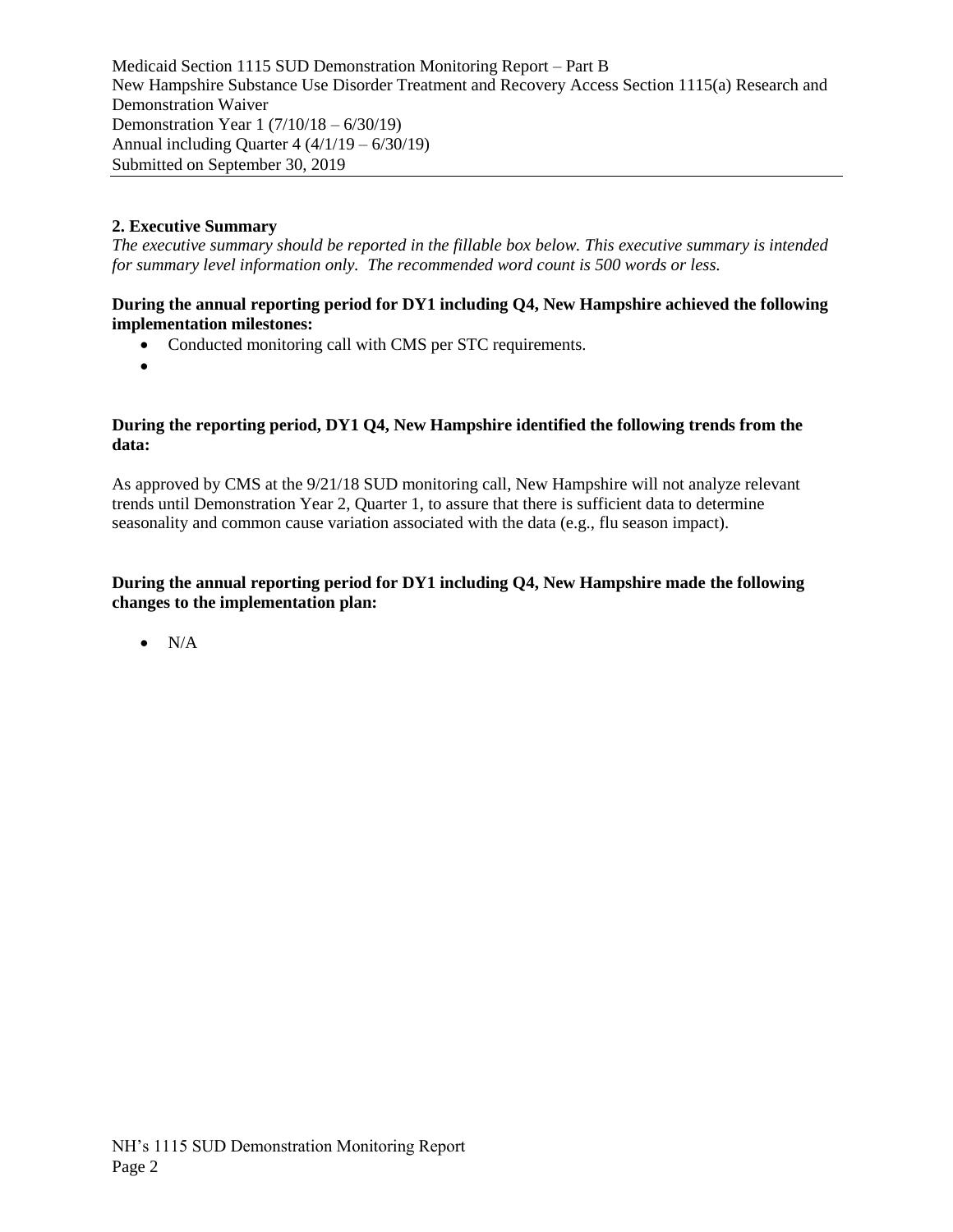## 2. Executive Summary

*The executive summary should be reported in the fillable box below. This executive summary is intended for summary level information only. The recommended word count is 500 words or less.*

**During the annual reporting period for DY1 including Q4, New Hampshire achieved the following implementation milestones:**

- Conducted monitoring call with CMS per STC requirements.
-

**During the reporting period, DY1 Q4, New Hampshire identified the following trends from the data:**

As approved by CMS at the 9/21/18 SUD monitoring call, New Hampshire will not analyze relevant trends until Demonstration Year 2, Quarter 1, to assure that there is sufficient data to determine seasonality and common cause variation associated with the data (e.g., flu season impact).

**During the annual reporting period for DY1 including Q4, New Hampshire made the following changes to the implementation plan:**

- N/A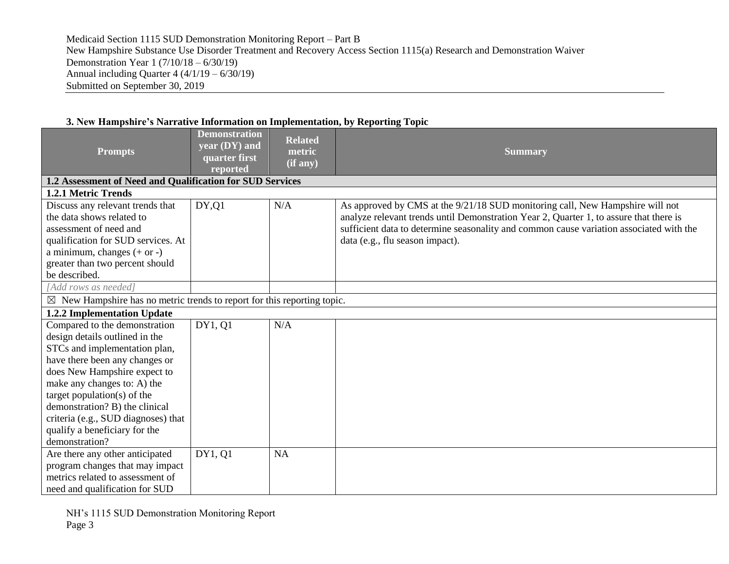## 3. New Hampshire's Narrative Information on Implementation, by Reporting Topic

| Prompts | Demonstration year (DY) and quarter first reported | Related metric (if any) | Summary |
|---|---|---|---|
| **1.2 Assessment of Need and Qualification for SUD Services** | | | |
| **1.2.1 Metric Trends** | | | |
| Discuss any relevant trends that the data shows related to assessment of need and qualification for SUD services. At a minimum, changes (+ or -) greater than two percent should be described. | DY,Q1 | N/A | As approved by CMS at the 9/21/18 SUD monitoring call, New Hampshire will not analyze relevant trends until Demonstration Year 2, Quarter 1, to assure that there is sufficient data to determine seasonality and common cause variation associated with the data (e.g., flu season impact). |
| *[Add rows as needed]* | | | |
| ☒ New Hampshire has no metric trends to report for this reporting topic. | | | |
| **1.2.2 Implementation Update** | | | |
| Compared to the demonstration design details outlined in the STCs and implementation plan, have there been any changes or does New Hampshire expect to make any changes to: A) the target population(s) of the demonstration? B) the clinical criteria (e.g., SUD diagnoses) that qualify a beneficiary for the demonstration? | DY1, Q1 | N/A | |
| Are there any other anticipated program changes that may impact metrics related to assessment of need and qualification for SUD | DY1, Q1 | NA | |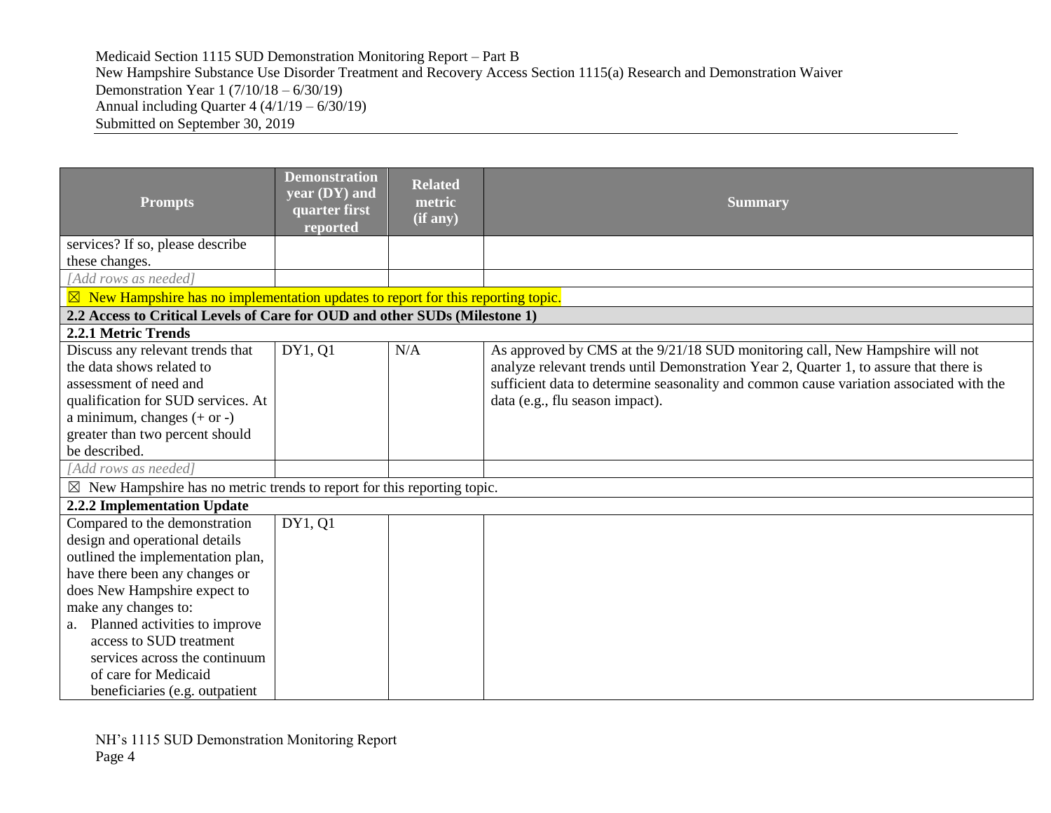| Prompts | Demonstration year (DY) and quarter first reported | Related metric (if any) | Summary |
|---|---|---|---|
| services? If so, please describe these changes. | | | |
| *[Add rows as needed]* | | | |
| ☒ New Hampshire has no implementation updates to report for this reporting topic. | | | |
| **2.2 Access to Critical Levels of Care for OUD and other SUDs (Milestone 1)** | | | |
| **2.2.1 Metric Trends** | | | |
| Discuss any relevant trends that the data shows related to assessment of need and qualification for SUD services. At a minimum, changes (+ or -) greater than two percent should be described. | DY1, Q1 | N/A | As approved by CMS at the 9/21/18 SUD monitoring call, New Hampshire will not analyze relevant trends until Demonstration Year 2, Quarter 1, to assure that there is sufficient data to determine seasonality and common cause variation associated with the data (e.g., flu season impact). |
| *[Add rows as needed]* | | | |
| ☒ New Hampshire has no metric trends to report for this reporting topic. | | | |
| **2.2.2 Implementation Update** | | | |
| Compared to the demonstration design and operational details outlined the implementation plan, have there been any changes or does New Hampshire expect to make any changes to:<br>a. Planned activities to improve access to SUD treatment services across the continuum of care for Medicaid beneficiaries (e.g. outpatient | DY1, Q1 | | |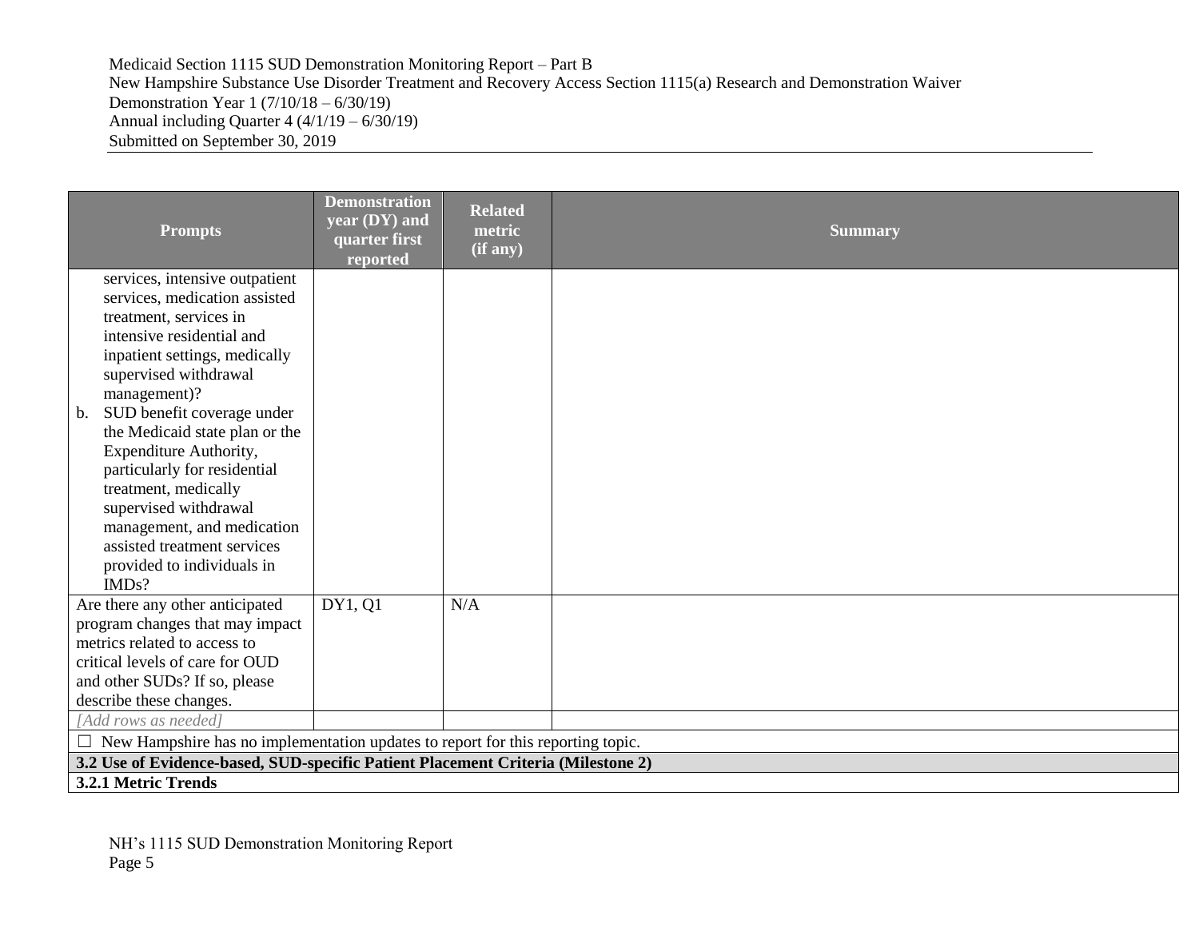| Prompts | Demonstration year (DY) and quarter first reported | Related metric (if any) | Summary |
|---|---|---|---|
| services, intensive outpatient services, medication assisted treatment, services in intensive residential and inpatient settings, medically supervised withdrawal management)?<br>b. SUD benefit coverage under the Medicaid state plan or the Expenditure Authority, particularly for residential treatment, medically supervised withdrawal management, and medication assisted treatment services provided to individuals in IMDs? | | | |
| Are there any other anticipated program changes that may impact metrics related to access to critical levels of care for OUD and other SUDs? If so, please describe these changes. | DY1, Q1 | N/A | |
| *[Add rows as needed]* | | | |
| ☐ New Hampshire has no implementation updates to report for this reporting topic. | | | |
| **3.2 Use of Evidence-based, SUD-specific Patient Placement Criteria (Milestone 2)** | | | |
| **3.2.1 Metric Trends** | | | |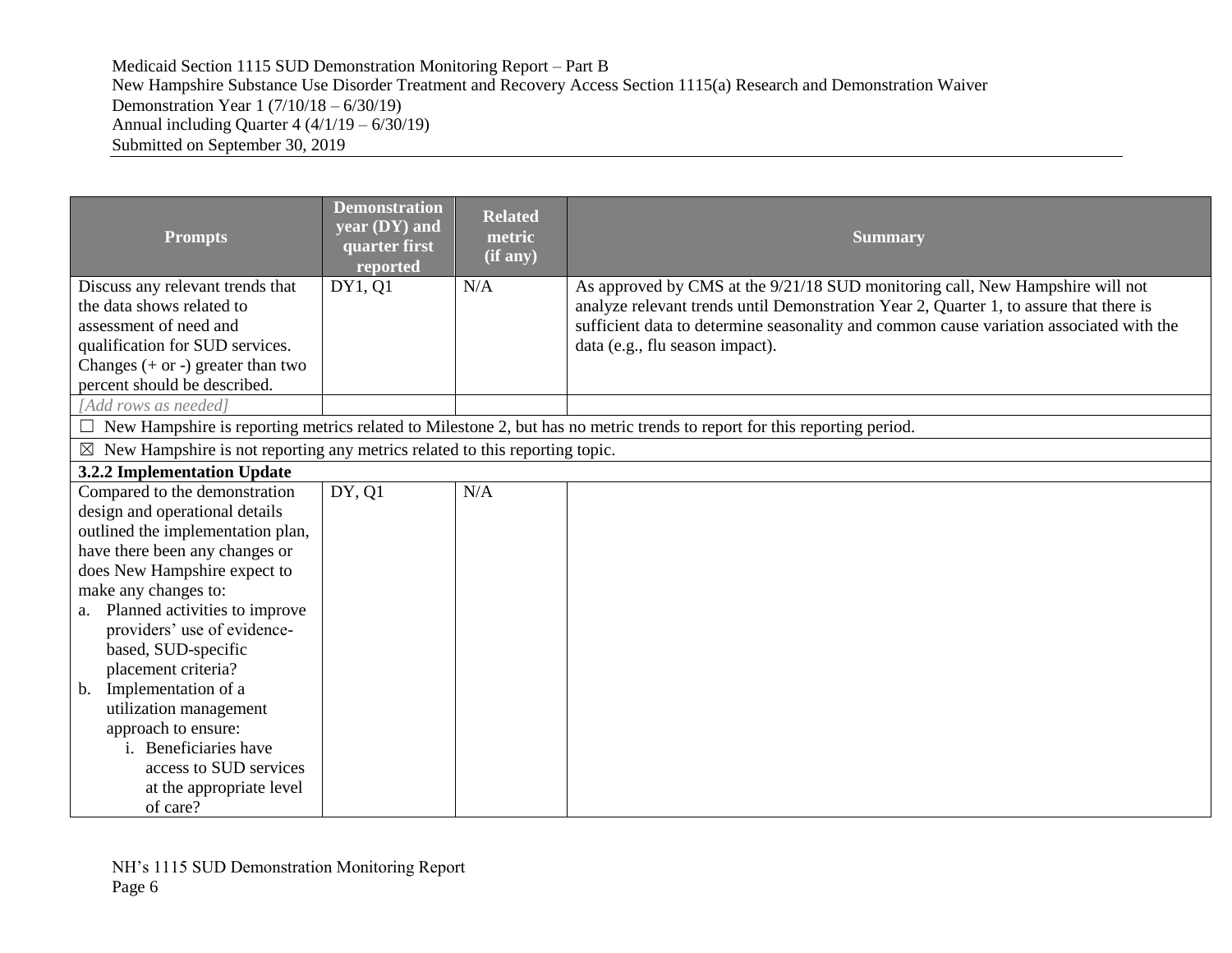| Prompts | Demonstration year (DY) and quarter first reported | Related metric (if any) | Summary |
|---|---|---|---|
| Discuss any relevant trends that the data shows related to assessment of need and qualification for SUD services. Changes (+ or -) greater than two percent should be described. | DY1, Q1 | N/A | As approved by CMS at the 9/21/18 SUD monitoring call, New Hampshire will not analyze relevant trends until Demonstration Year 2, Quarter 1, to assure that there is sufficient data to determine seasonality and common cause variation associated with the data (e.g., flu season impact). |
| *[Add rows as needed]* | | | |
| ☐ New Hampshire is reporting metrics related to Milestone 2, but has no metric trends to report for this reporting period. | | | |
| ☒ New Hampshire is not reporting any metrics related to this reporting topic. | | | |
| **3.2.2 Implementation Update** | | | |
| Compared to the demonstration design and operational details outlined the implementation plan, have there been any changes or does New Hampshire expect to make any changes to:<br>a. Planned activities to improve providers' use of evidence-based, SUD-specific placement criteria?<br>b. Implementation of a utilization management approach to ensure:<br>i. Beneficiaries have access to SUD services at the appropriate level of care? | DY, Q1 | N/A | |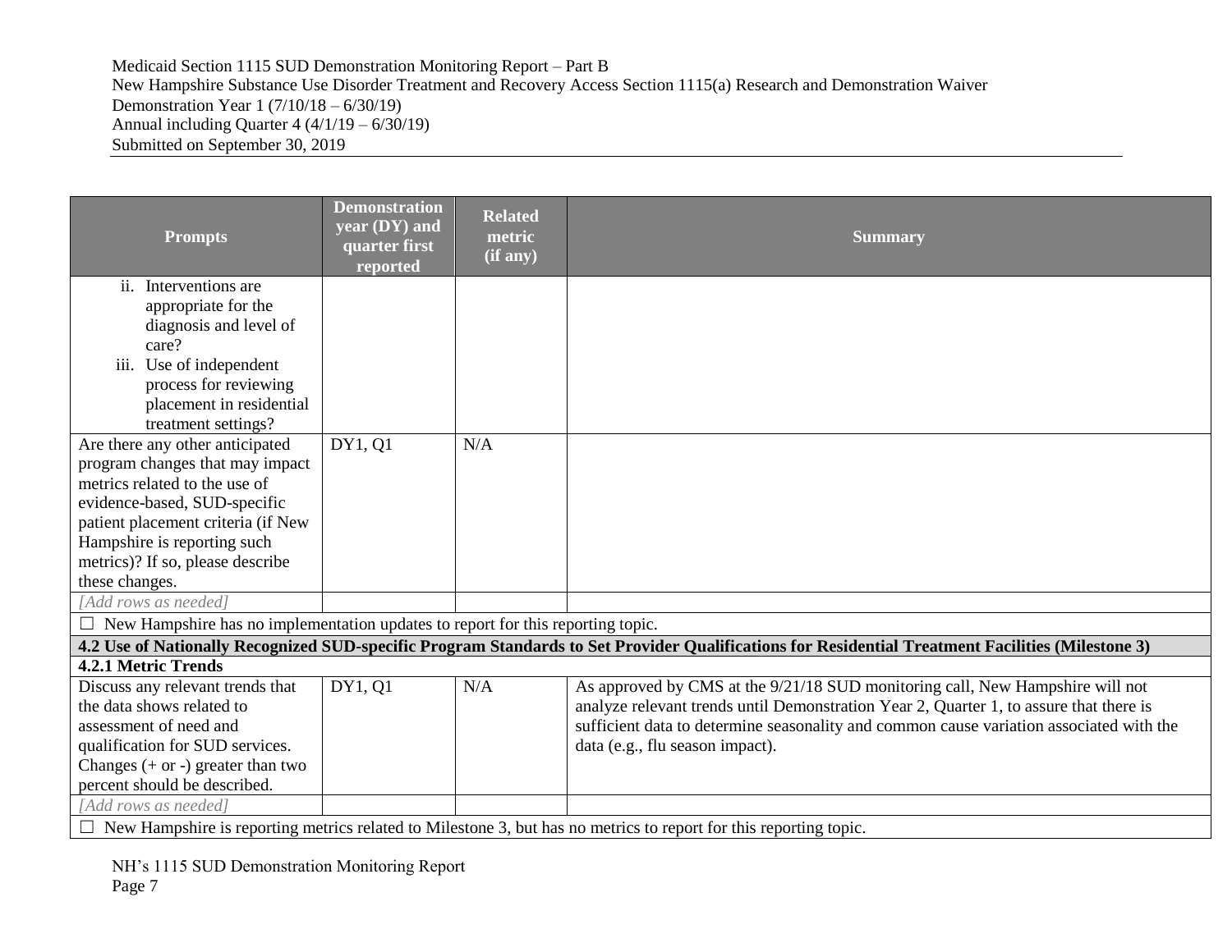| Prompts | Demonstration year (DY) and quarter first reported | Related metric (if any) | Summary |
|---|---|---|---|
| ii. Interventions are appropriate for the diagnosis and level of care?<br>iii. Use of independent process for reviewing placement in residential treatment settings? | | | |
| Are there any other anticipated program changes that may impact metrics related to the use of evidence-based, SUD-specific patient placement criteria (if New Hampshire is reporting such metrics)? If so, please describe these changes. | DY1, Q1 | N/A | |
| *[Add rows as needed]* | | | |
| ☐ New Hampshire has no implementation updates to report for this reporting topic. | | | |
| **4.2 Use of Nationally Recognized SUD-specific Program Standards to Set Provider Qualifications for Residential Treatment Facilities (Milestone 3)** | | | |
| **4.2.1 Metric Trends** | | | |
| Discuss any relevant trends that the data shows related to assessment of need and qualification for SUD services. Changes (+ or -) greater than two percent should be described. | DY1, Q1 | N/A | As approved by CMS at the 9/21/18 SUD monitoring call, New Hampshire will not analyze relevant trends until Demonstration Year 2, Quarter 1, to assure that there is sufficient data to determine seasonality and common cause variation associated with the data (e.g., flu season impact). |
| *[Add rows as needed]* | | | |
| ☐ New Hampshire is reporting metrics related to Milestone 3, but has no metrics to report for this reporting topic. | | | |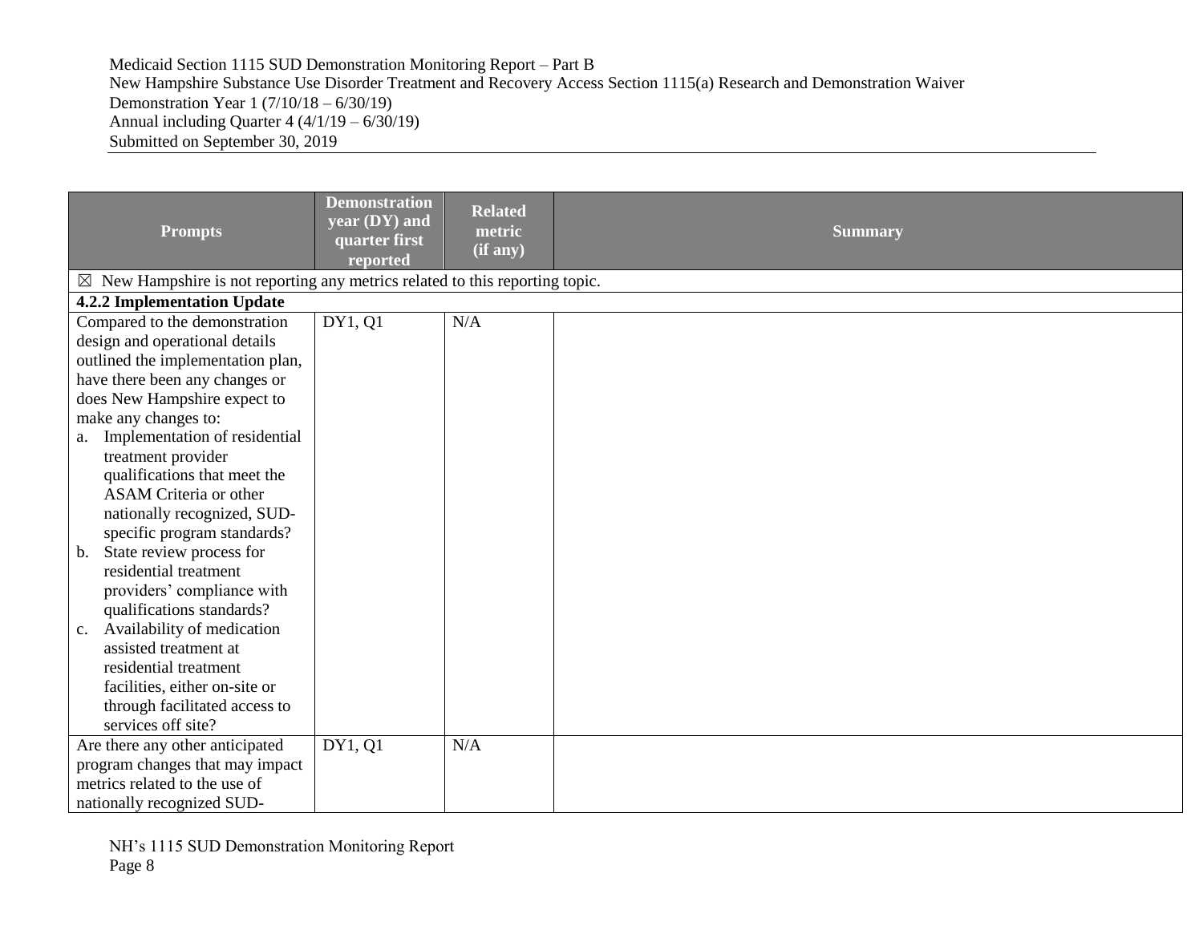| Prompts | Demonstration year (DY) and quarter first reported | Related metric (if any) | Summary |
|---|---|---|---|
| ☒ New Hampshire is not reporting any metrics related to this reporting topic. | | | |
| **4.2.2 Implementation Update** | | | |
| Compared to the demonstration design and operational details outlined the implementation plan, have there been any changes or does New Hampshire expect to make any changes to:<br>a. Implementation of residential treatment provider qualifications that meet the ASAM Criteria or other nationally recognized, SUD-specific program standards?<br>b. State review process for residential treatment providers' compliance with qualifications standards?<br>c. Availability of medication assisted treatment at residential treatment facilities, either on-site or through facilitated access to services off site? | DY1, Q1 | N/A | |
| Are there any other anticipated program changes that may impact metrics related to the use of nationally recognized SUD- | DY1, Q1 | N/A | |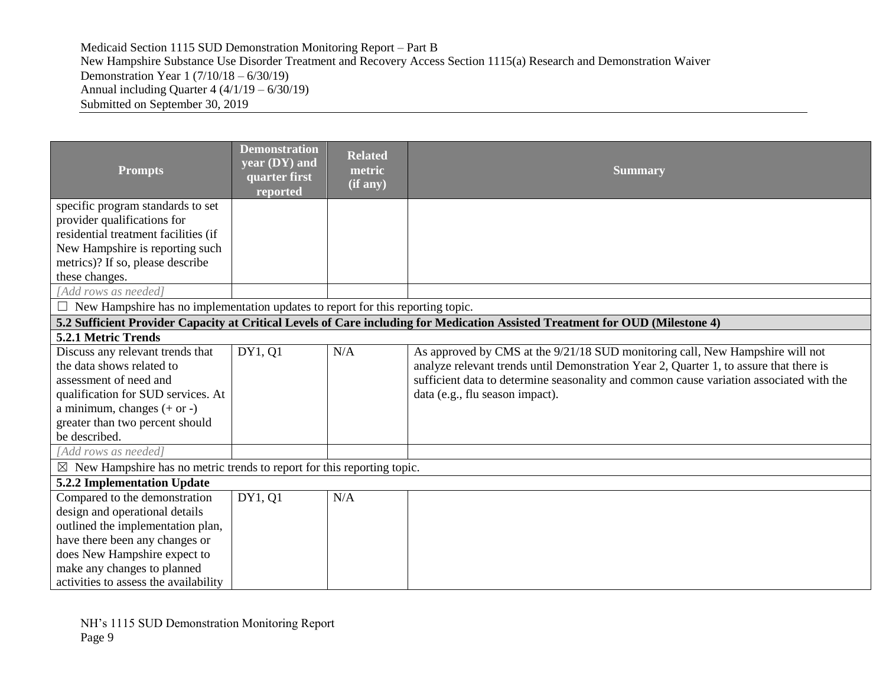| Prompts | Demonstration year (DY) and quarter first reported | Related metric (if any) | Summary |
|---|---|---|---|
| specific program standards to set provider qualifications for residential treatment facilities (if New Hampshire is reporting such metrics)? If so, please describe these changes. | | | |
| *[Add rows as needed]* | | | |
| ☐ New Hampshire has no implementation updates to report for this reporting topic. | | | |
| **5.2 Sufficient Provider Capacity at Critical Levels of Care including for Medication Assisted Treatment for OUD (Milestone 4)** | | | |
| **5.2.1 Metric Trends** | | | |
| Discuss any relevant trends that the data shows related to assessment of need and qualification for SUD services. At a minimum, changes (+ or -) greater than two percent should be described. | DY1, Q1 | N/A | As approved by CMS at the 9/21/18 SUD monitoring call, New Hampshire will not analyze relevant trends until Demonstration Year 2, Quarter 1, to assure that there is sufficient data to determine seasonality and common cause variation associated with the data (e.g., flu season impact). |
| *[Add rows as needed]* | | | |
| ☒ New Hampshire has no metric trends to report for this reporting topic. | | | |
| **5.2.2 Implementation Update** | | | |
| Compared to the demonstration design and operational details outlined the implementation plan, have there been any changes or does New Hampshire expect to make any changes to planned activities to assess the availability | DY1, Q1 | N/A | |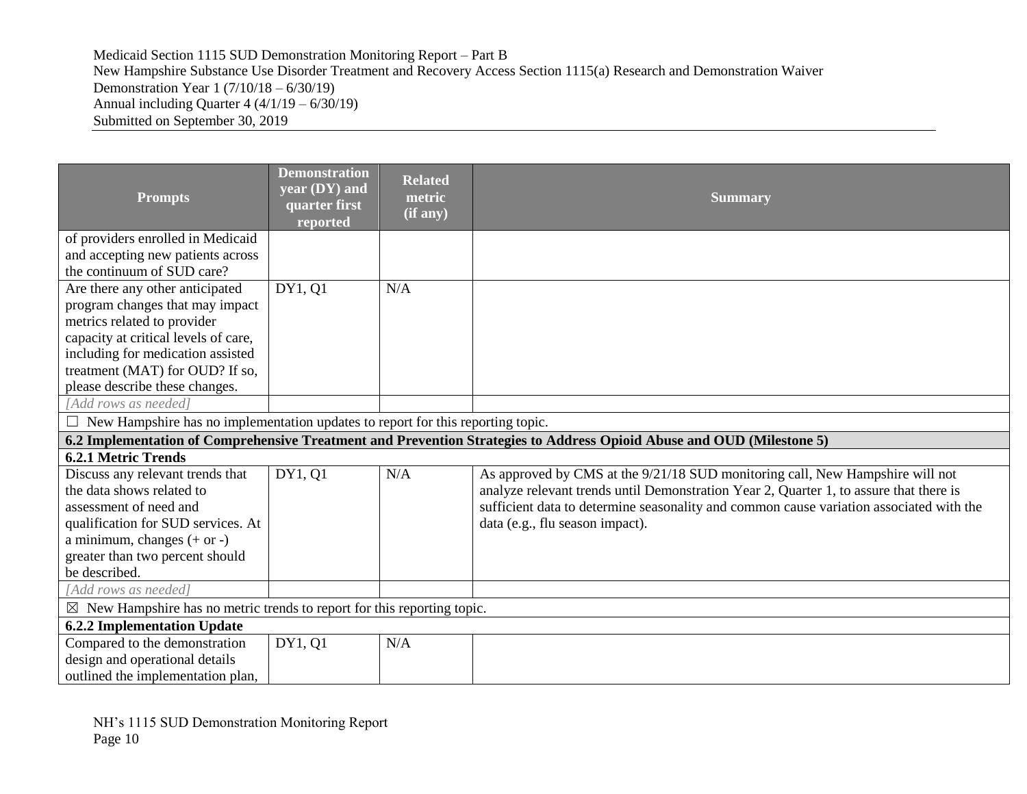| Prompts | Demonstration year (DY) and quarter first reported | Related metric (if any) | Summary |
|---|---|---|---|
| of providers enrolled in Medicaid and accepting new patients across the continuum of SUD care? | | | |
| Are there any other anticipated program changes that may impact metrics related to provider capacity at critical levels of care, including for medication assisted treatment (MAT) for OUD? If so, please describe these changes. | DY1, Q1 | N/A | |
| *[Add rows as needed]* | | | |
| ☐ New Hampshire has no implementation updates to report for this reporting topic. | | | |
| **6.2 Implementation of Comprehensive Treatment and Prevention Strategies to Address Opioid Abuse and OUD (Milestone 5)** | | | |
| **6.2.1 Metric Trends** | | | |
| Discuss any relevant trends that the data shows related to assessment of need and qualification for SUD services. At a minimum, changes (+ or -) greater than two percent should be described. | DY1, Q1 | N/A | As approved by CMS at the 9/21/18 SUD monitoring call, New Hampshire will not analyze relevant trends until Demonstration Year 2, Quarter 1, to assure that there is sufficient data to determine seasonality and common cause variation associated with the data (e.g., flu season impact). |
| *[Add rows as needed]* | | | |
| ☒ New Hampshire has no metric trends to report for this reporting topic. | | | |
| **6.2.2 Implementation Update** | | | |
| Compared to the demonstration design and operational details outlined the implementation plan, | DY1, Q1 | N/A | |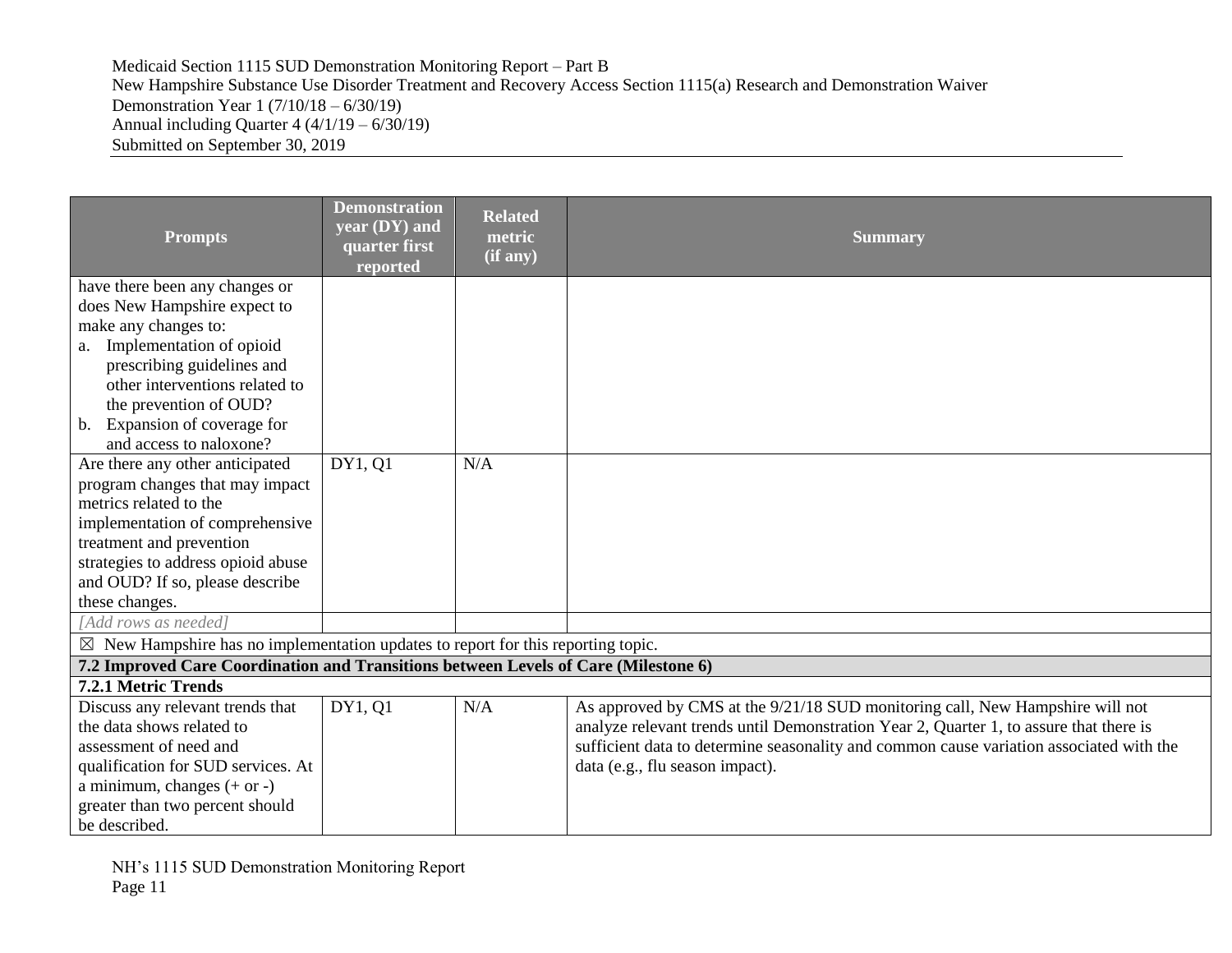| Prompts | Demonstration year (DY) and quarter first reported | Related metric (if any) | Summary |
|---|---|---|---|
| have there been any changes or does New Hampshire expect to make any changes to:<br>a. Implementation of opioid prescribing guidelines and other interventions related to the prevention of OUD?<br>b. Expansion of coverage for and access to naloxone? | | | |
| Are there any other anticipated program changes that may impact metrics related to the implementation of comprehensive treatment and prevention strategies to address opioid abuse and OUD? If so, please describe these changes. | DY1, Q1 | N/A | |
| *[Add rows as needed]* | | | |
| ☒ New Hampshire has no implementation updates to report for this reporting topic. | | | |
| **7.2 Improved Care Coordination and Transitions between Levels of Care (Milestone 6)** | | | |
| **7.2.1 Metric Trends** | | | |
| Discuss any relevant trends that the data shows related to assessment of need and qualification for SUD services. At a minimum, changes (+ or -) greater than two percent should be described. | DY1, Q1 | N/A | As approved by CMS at the 9/21/18 SUD monitoring call, New Hampshire will not analyze relevant trends until Demonstration Year 2, Quarter 1, to assure that there is sufficient data to determine seasonality and common cause variation associated with the data (e.g., flu season impact). |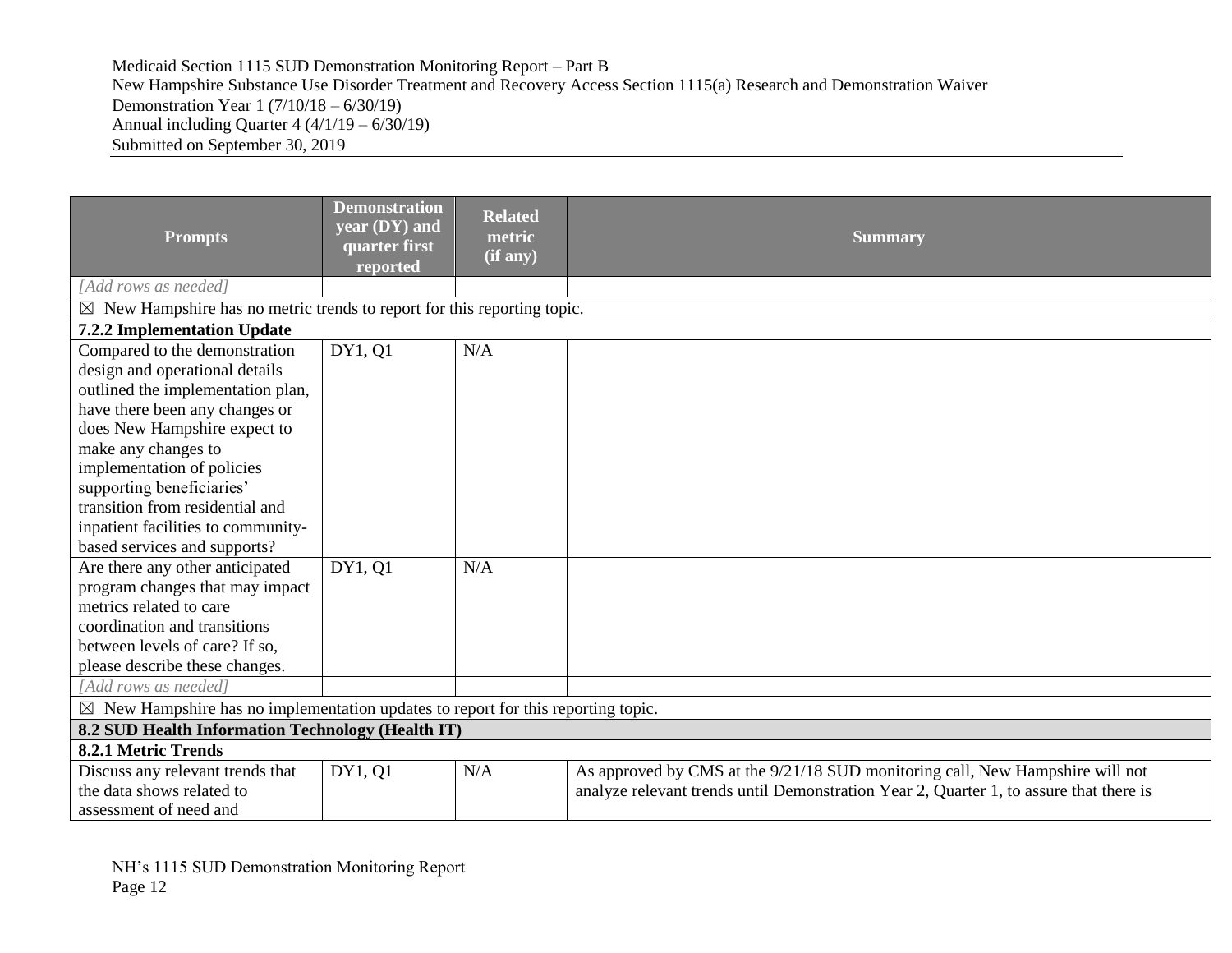| Prompts | Demonstration year (DY) and quarter first reported | Related metric (if any) | Summary |
|---|---|---|---|
| *[Add rows as needed]* | | | |
| ☒ New Hampshire has no metric trends to report for this reporting topic. | | | |
| **7.2.2 Implementation Update** | | | |
| Compared to the demonstration design and operational details outlined the implementation plan, have there been any changes or does New Hampshire expect to make any changes to implementation of policies supporting beneficiaries' transition from residential and inpatient facilities to community-based services and supports? | DY1, Q1 | N/A | |
| Are there any other anticipated program changes that may impact metrics related to care coordination and transitions between levels of care? If so, please describe these changes. | DY1, Q1 | N/A | |
| *[Add rows as needed]* | | | |
| ☒ New Hampshire has no implementation updates to report for this reporting topic. | | | |
| **8.2 SUD Health Information Technology (Health IT)** | | | |
| **8.2.1 Metric Trends** | | | |
| Discuss any relevant trends that the data shows related to assessment of need and | DY1, Q1 | N/A | As approved by CMS at the 9/21/18 SUD monitoring call, New Hampshire will not analyze relevant trends until Demonstration Year 2, Quarter 1, to assure that there is |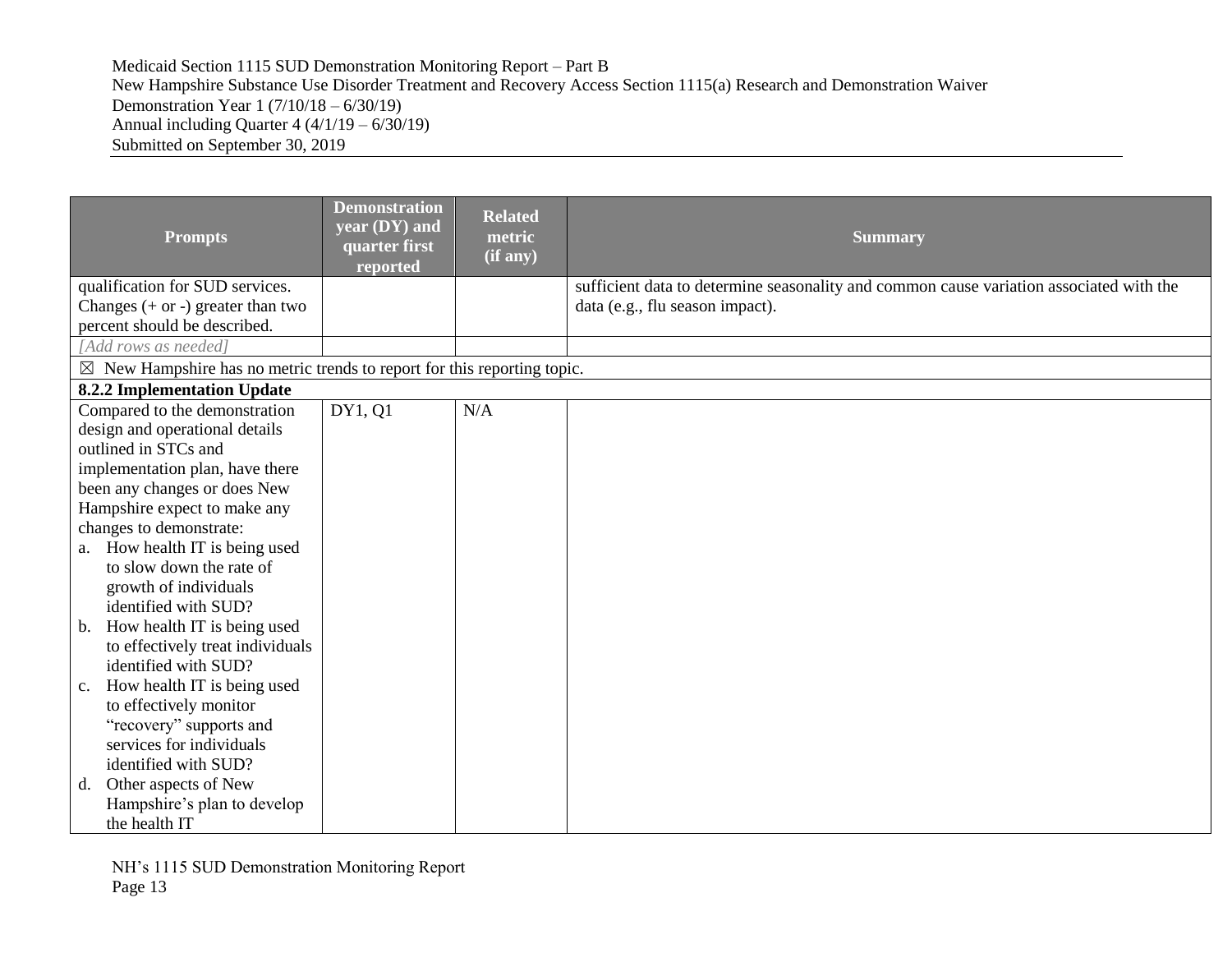| Prompts | Demonstration year (DY) and quarter first reported | Related metric (if any) | Summary |
|---|---|---|---|
| qualification for SUD services. Changes (+ or -) greater than two percent should be described. | | | sufficient data to determine seasonality and common cause variation associated with the data (e.g., flu season impact). |
| *[Add rows as needed]* | | | |
| ☒ New Hampshire has no metric trends to report for this reporting topic. | | | |
| **8.2.2 Implementation Update** | | | |
| Compared to the demonstration design and operational details outlined in STCs and implementation plan, have there been any changes or does New Hampshire expect to make any changes to demonstrate: a. How health IT is being used to slow down the rate of growth of individuals identified with SUD? b. How health IT is being used to effectively treat individuals identified with SUD? c. How health IT is being used to effectively monitor "recovery" supports and services for individuals identified with SUD? d. Other aspects of New Hampshire's plan to develop the health IT | DY1, Q1 | N/A | |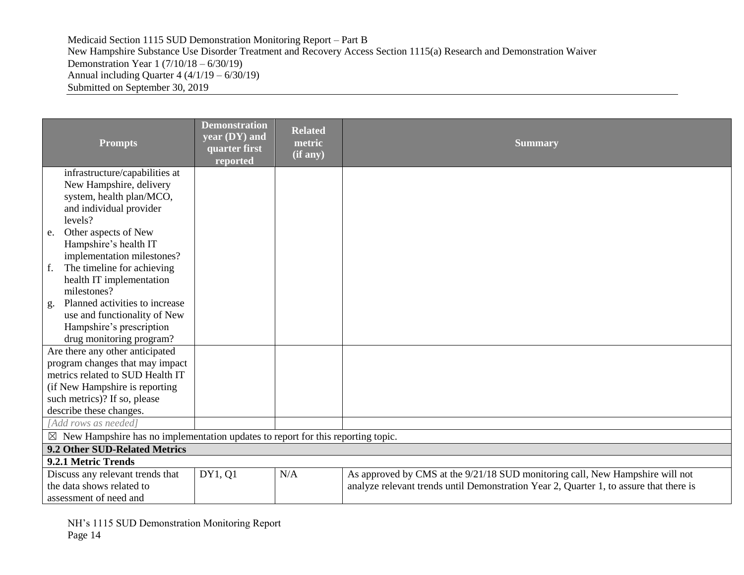| Prompts | Demonstration year (DY) and quarter first reported | Related metric (if any) | Summary |
| --- | --- | --- | --- |
| infrastructure/capabilities at New Hampshire, delivery system, health plan/MCO, and individual provider levels?<br>e. Other aspects of New Hampshire's health IT implementation milestones?<br>f. The timeline for achieving health IT implementation milestones?<br>g. Planned activities to increase use and functionality of New Hampshire's prescription drug monitoring program? | | | |
| Are there any other anticipated program changes that may impact metrics related to SUD Health IT (if New Hampshire is reporting such metrics)? If so, please describe these changes. | | | |
| *[Add rows as needed]* | | | |
| ☒ New Hampshire has no implementation updates to report for this reporting topic. | | | |
| **9.2 Other SUD-Related Metrics** | | | |
| **9.2.1 Metric Trends** | | | |
| Discuss any relevant trends that the data shows related to assessment of need and | DY1, Q1 | N/A | As approved by CMS at the 9/21/18 SUD monitoring call, New Hampshire will not analyze relevant trends until Demonstration Year 2, Quarter 1, to assure that there is |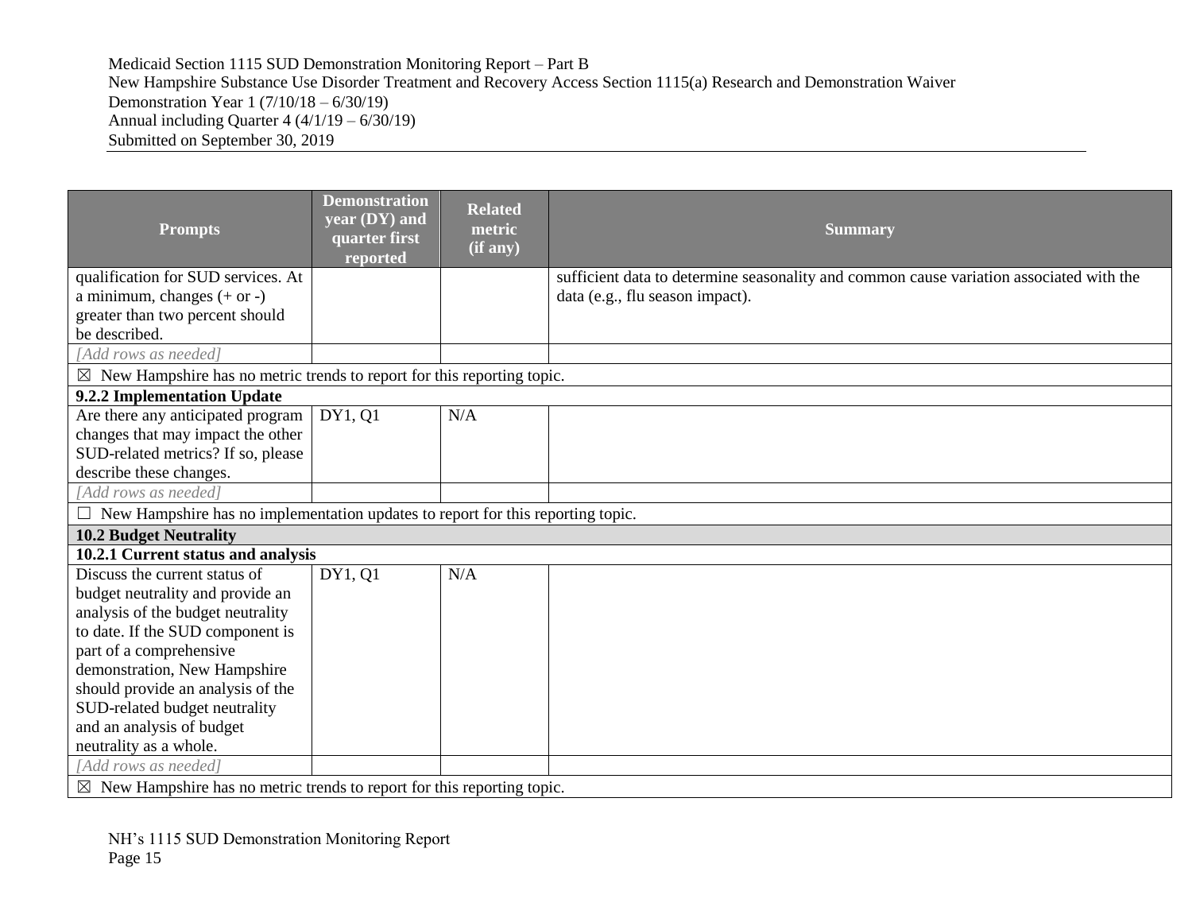| Prompts | Demonstration year (DY) and quarter first reported | Related metric (if any) | Summary |
|---|---|---|---|
| qualification for SUD services. At a minimum, changes (+ or -) greater than two percent should be described. | | | sufficient data to determine seasonality and common cause variation associated with the data (e.g., flu season impact). |
| *[Add rows as needed]* | | | |
| ☒ New Hampshire has no metric trends to report for this reporting topic. | | | |
| **9.2.2 Implementation Update** | | | |
| Are there any anticipated program changes that may impact the other SUD-related metrics? If so, please describe these changes. | DY1, Q1 | N/A | |
| *[Add rows as needed]* | | | |
| ☐ New Hampshire has no implementation updates to report for this reporting topic. | | | |
| **10.2 Budget Neutrality** | | | |
| **10.2.1 Current status and analysis** | | | |
| Discuss the current status of budget neutrality and provide an analysis of the budget neutrality to date. If the SUD component is part of a comprehensive demonstration, New Hampshire should provide an analysis of the SUD-related budget neutrality and an analysis of budget neutrality as a whole. | DY1, Q1 | N/A | |
| *[Add rows as needed]* | | | |
| ☒ New Hampshire has no metric trends to report for this reporting topic. | | | |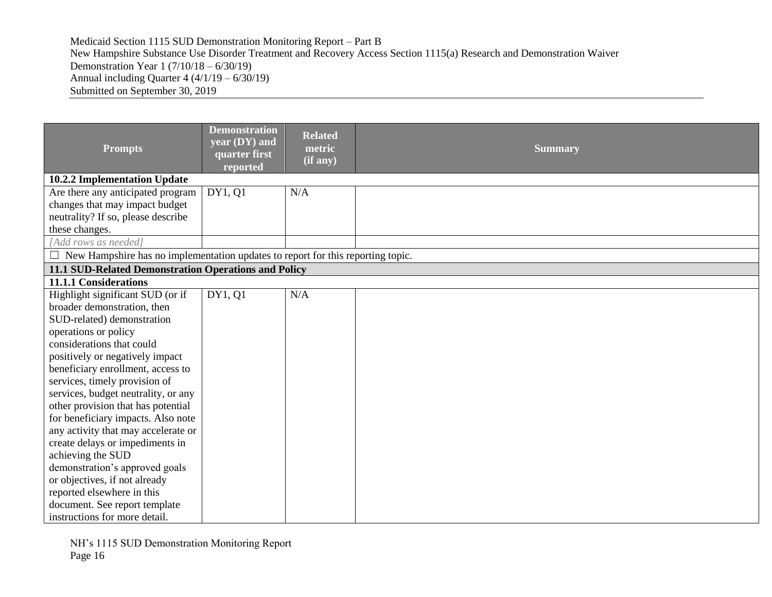| Prompts | Demonstration year (DY) and quarter first reported | Related metric (if any) | Summary |
|---|---|---|---|
| **10.2.2 Implementation Update** | | | |
| Are there any anticipated program changes that may impact budget neutrality? If so, please describe these changes. | DY1, Q1 | N/A | |
| *[Add rows as needed]* | | | |
| ☐ New Hampshire has no implementation updates to report for this reporting topic. | | | |
| **11.1 SUD-Related Demonstration Operations and Policy** | | | |
| **11.1.1 Considerations** | | | |
| Highlight significant SUD (or if broader demonstration, then SUD-related) demonstration operations or policy considerations that could positively or negatively impact beneficiary enrollment, access to services, timely provision of services, budget neutrality, or any other provision that has potential for beneficiary impacts. Also note any activity that may accelerate or create delays or impediments in achieving the SUD demonstration's approved goals or objectives, if not already reported elsewhere in this document. See report template instructions for more detail. | DY1, Q1 | N/A | |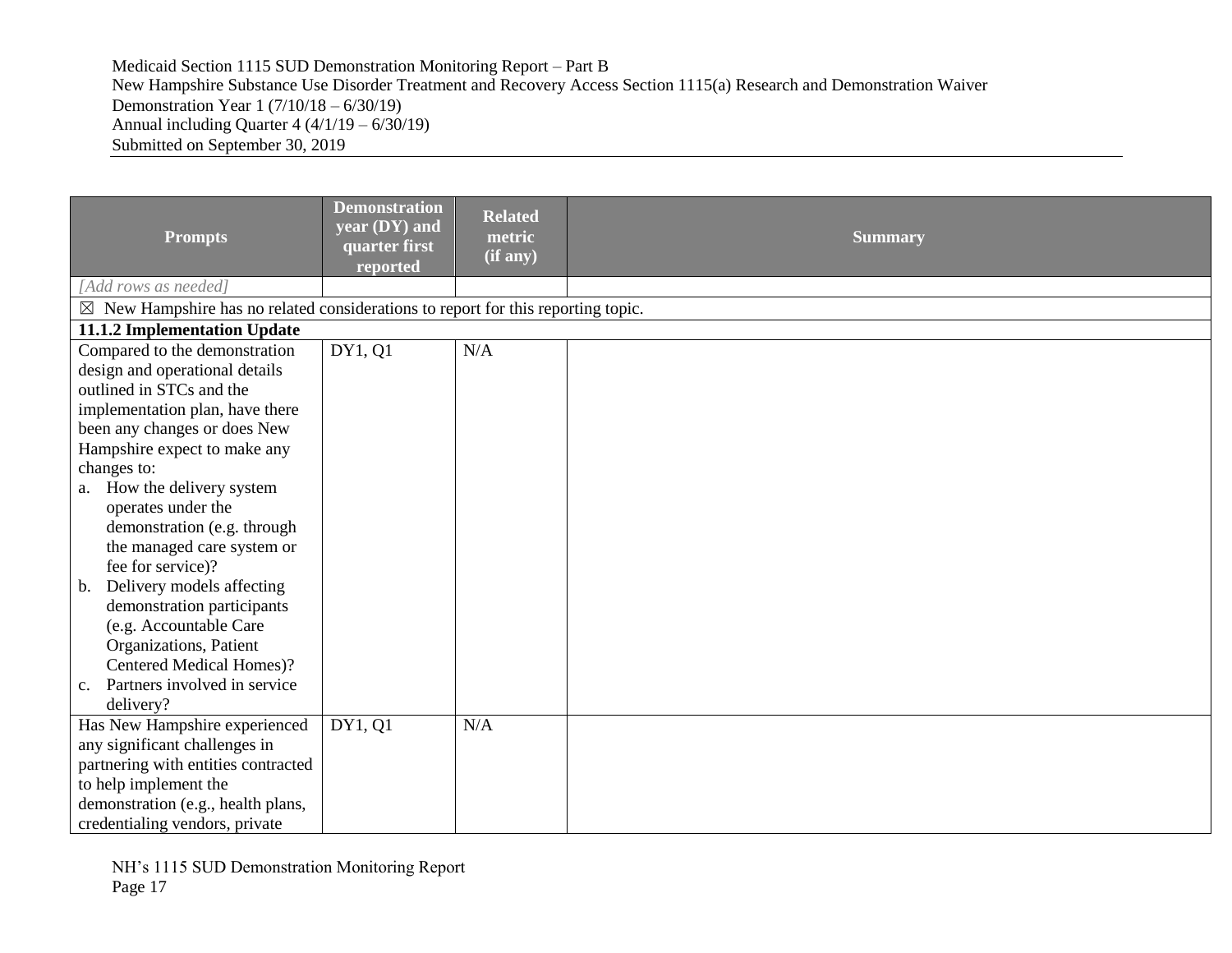| Prompts | Demonstration year (DY) and quarter first reported | Related metric (if any) | Summary |
|---|---|---|---|
| *[Add rows as needed]* | | | |
| ☒ New Hampshire has no related considerations to report for this reporting topic. | | | |
| **11.1.2 Implementation Update** | | | |
| Compared to the demonstration design and operational details outlined in STCs and the implementation plan, have there been any changes or does New Hampshire expect to make any changes to:<br>a. How the delivery system operates under the demonstration (e.g. through the managed care system or fee for service)?<br>b. Delivery models affecting demonstration participants (e.g. Accountable Care Organizations, Patient Centered Medical Homes)?<br>c. Partners involved in service delivery? | DY1, Q1 | N/A | |
| Has New Hampshire experienced any significant challenges in partnering with entities contracted to help implement the demonstration (e.g., health plans, credentialing vendors, private | DY1, Q1 | N/A | |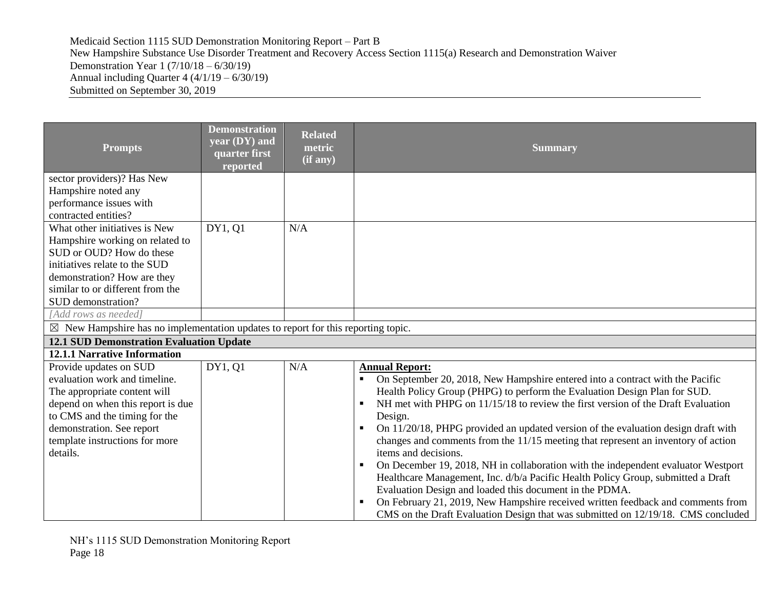| Prompts | Demonstration year (DY) and quarter first reported | Related metric (if any) | Summary |
|---|---|---|---|
| sector providers)? Has New Hampshire noted any performance issues with contracted entities? | | | |
| What other initiatives is New Hampshire working on related to SUD or OUD? How do these initiatives relate to the SUD demonstration? How are they similar to or different from the SUD demonstration? | DY1, Q1 | N/A | |
| *[Add rows as needed]* | | | |
| ☒ New Hampshire has no implementation updates to report for this reporting topic. | | | |
| **12.1 SUD Demonstration Evaluation Update** | | | |
| **12.1.1 Narrative Information** | | | |
| Provide updates on SUD evaluation work and timeline. The appropriate content will depend on when this report is due to CMS and the timing for the demonstration. See report template instructions for more details. | DY1, Q1 | N/A | **Annual Report:**<br>▪ On September 20, 2018, New Hampshire entered into a contract with the Pacific Health Policy Group (PHPG) to perform the Evaluation Design Plan for SUD.<br>▪ NH met with PHPG on 11/15/18 to review the first version of the Draft Evaluation Design.<br>▪ On 11/20/18, PHPG provided an updated version of the evaluation design draft with changes and comments from the 11/15 meeting that represent an inventory of action items and decisions.<br>▪ On December 19, 2018, NH in collaboration with the independent evaluator Westport Healthcare Management, Inc. d/b/a Pacific Health Policy Group, submitted a Draft Evaluation Design and loaded this document in the PDMA.<br>▪ On February 21, 2019, New Hampshire received written feedback and comments from CMS on the Draft Evaluation Design that was submitted on 12/19/18. CMS concluded |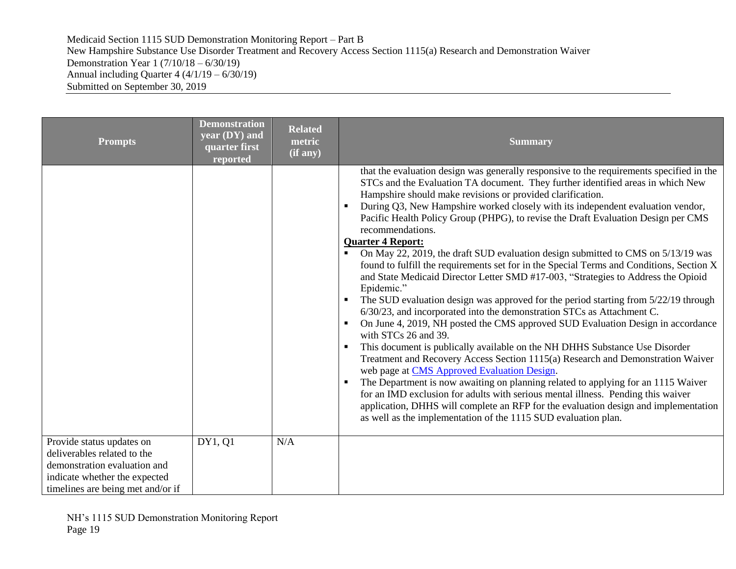| Prompts | Demonstration year (DY) and quarter first reported | Related metric (if any) | Summary |
|---|---|---|---|
| | | | that the evaluation design was generally responsive to the requirements specified in the STCs and the Evaluation TA document. They further identified areas in which New Hampshire should make revisions or provided clarification.<br>▪ During Q3, New Hampshire worked closely with its independent evaluation vendor, Pacific Health Policy Group (PHPG), to revise the Draft Evaluation Design per CMS recommendations.<br>**Quarter 4 Report:**<br>▪ On May 22, 2019, the draft SUD evaluation design submitted to CMS on 5/13/19 was found to fulfill the requirements set for in the Special Terms and Conditions, Section X and State Medicaid Director Letter SMD #17-003, "Strategies to Address the Opioid Epidemic."<br>▪ The SUD evaluation design was approved for the period starting from 5/22/19 through 6/30/23, and incorporated into the demonstration STCs as Attachment C.<br>▪ On June 4, 2019, NH posted the CMS approved SUD Evaluation Design in accordance with STCs 26 and 39.<br>▪ This document is publically available on the NH DHHS Substance Use Disorder Treatment and Recovery Access Section 1115(a) Research and Demonstration Waiver web page at CMS Approved Evaluation Design.<br>▪ The Department is now awaiting on planning related to applying for an 1115 Waiver for an IMD exclusion for adults with serious mental illness. Pending this waiver application, DHHS will complete an RFP for the evaluation design and implementation as well as the implementation of the 1115 SUD evaluation plan. |
| Provide status updates on deliverables related to the demonstration evaluation and indicate whether the expected timelines are being met and/or if | DY1, Q1 | N/A | |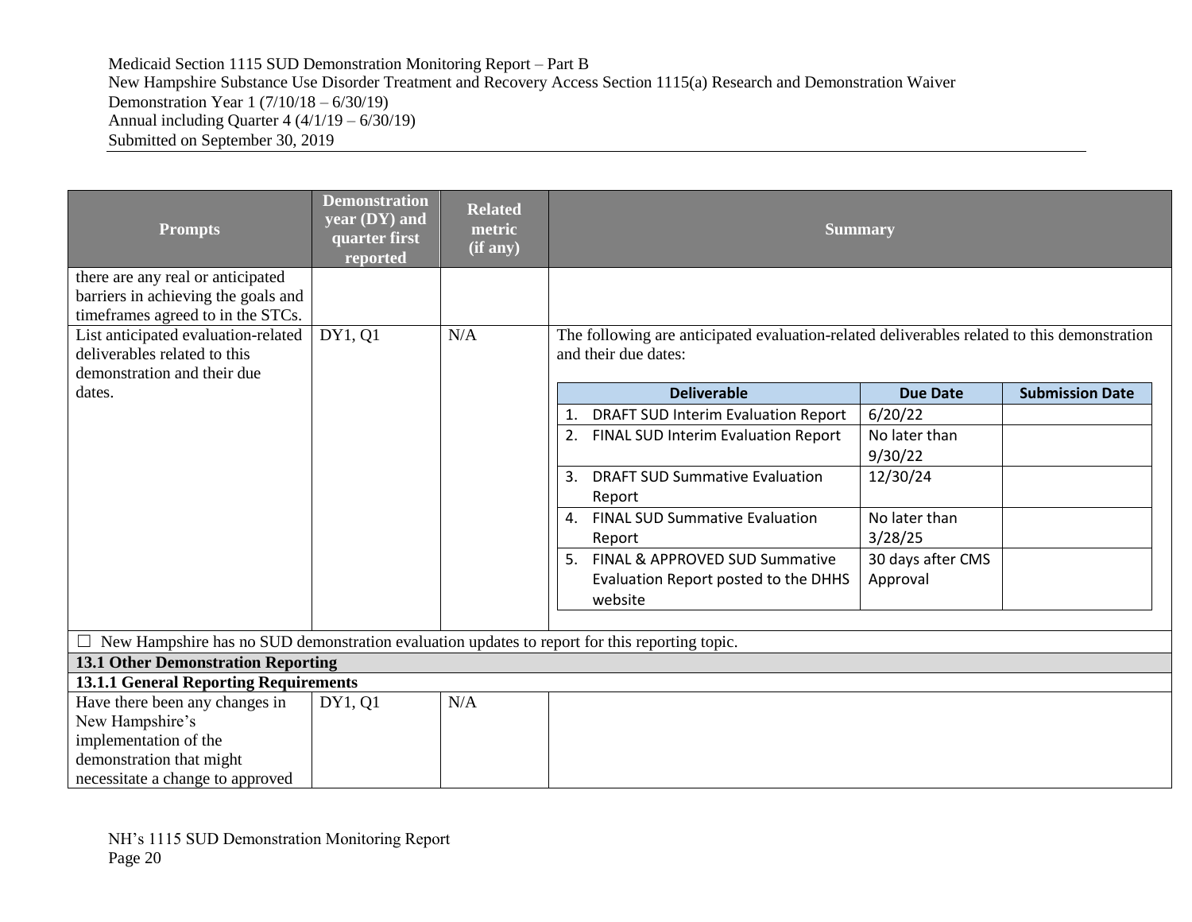| Prompts | Demonstration year (DY) and quarter first reported | Related metric (if any) | Summary |
|---|---|---|---|
| there are any real or anticipated barriers in achieving the goals and timeframes agreed to in the STCs. | | | |
| List anticipated evaluation-related deliverables related to this demonstration and their due dates. | DY1, Q1 | N/A | The following are anticipated evaluation-related deliverables related to this demonstration and their due dates: |

| Deliverable | Due Date | Submission Date |
|---|---|---|
| 1. DRAFT SUD Interim Evaluation Report | 6/20/22 | |
| 2. FINAL SUD Interim Evaluation Report | No later than 9/30/22 | |
| 3. DRAFT SUD Summative Evaluation Report | 12/30/24 | |
| 4. FINAL SUD Summative Evaluation Report | No later than 3/28/25 | |
| 5. FINAL & APPROVED SUD Summative Evaluation Report posted to the DHHS website | 30 days after CMS Approval | |

☐ New Hampshire has no SUD demonstration evaluation updates to report for this reporting topic.

**13.1 Other Demonstration Reporting**

**13.1.1 General Reporting Requirements**

| Prompts | Demonstration year (DY) and quarter first reported | Related metric (if any) | Summary |
|---|---|---|---|
| Have there been any changes in New Hampshire's implementation of the demonstration that might necessitate a change to approved | DY1, Q1 | N/A | |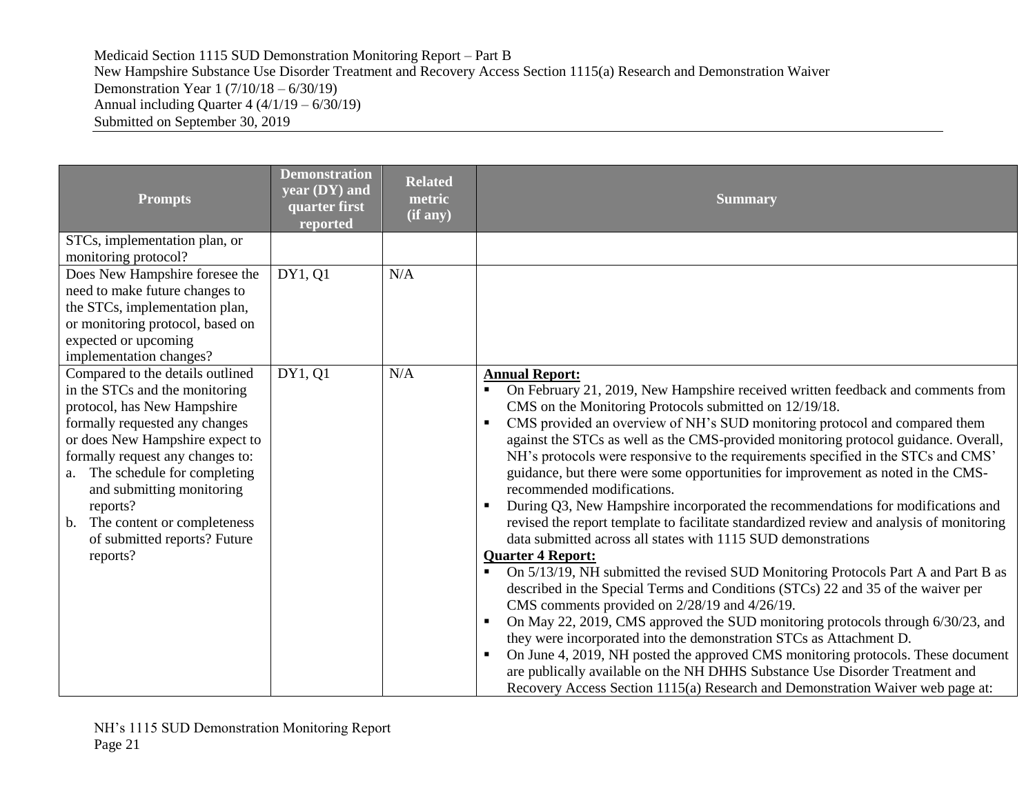| Prompts | Demonstration year (DY) and quarter first reported | Related metric (if any) | Summary |
|---|---|---|---|
| STCs, implementation plan, or monitoring protocol? | | | |
| Does New Hampshire foresee the need to make future changes to the STCs, implementation plan, or monitoring protocol, based on expected or upcoming implementation changes? | DY1, Q1 | N/A | |
| Compared to the details outlined in the STCs and the monitoring protocol, has New Hampshire formally requested any changes or does New Hampshire expect to formally request any changes to:<br>a. The schedule for completing and submitting monitoring reports?<br>b. The content or completeness of submitted reports? Future reports? | DY1, Q1 | N/A | **Annual Report:**<br>▪ On February 21, 2019, New Hampshire received written feedback and comments from CMS on the Monitoring Protocols submitted on 12/19/18.<br>▪ CMS provided an overview of NH's SUD monitoring protocol and compared them against the STCs as well as the CMS-provided monitoring protocol guidance. Overall, NH's protocols were responsive to the requirements specified in the STCs and CMS' guidance, but there were some opportunities for improvement as noted in the CMS-recommended modifications.<br>▪ During Q3, New Hampshire incorporated the recommendations for modifications and revised the report template to facilitate standardized review and analysis of monitoring data submitted across all states with 1115 SUD demonstrations<br>**Quarter 4 Report:**<br>▪ On 5/13/19, NH submitted the revised SUD Monitoring Protocols Part A and Part B as described in the Special Terms and Conditions (STCs) 22 and 35 of the waiver per CMS comments provided on 2/28/19 and 4/26/19.<br>▪ On May 22, 2019, CMS approved the SUD monitoring protocols through 6/30/23, and they were incorporated into the demonstration STCs as Attachment D.<br>▪ On June 4, 2019, NH posted the approved CMS monitoring protocols. These document are publically available on the NH DHHS Substance Use Disorder Treatment and Recovery Access Section 1115(a) Research and Demonstration Waiver web page at: |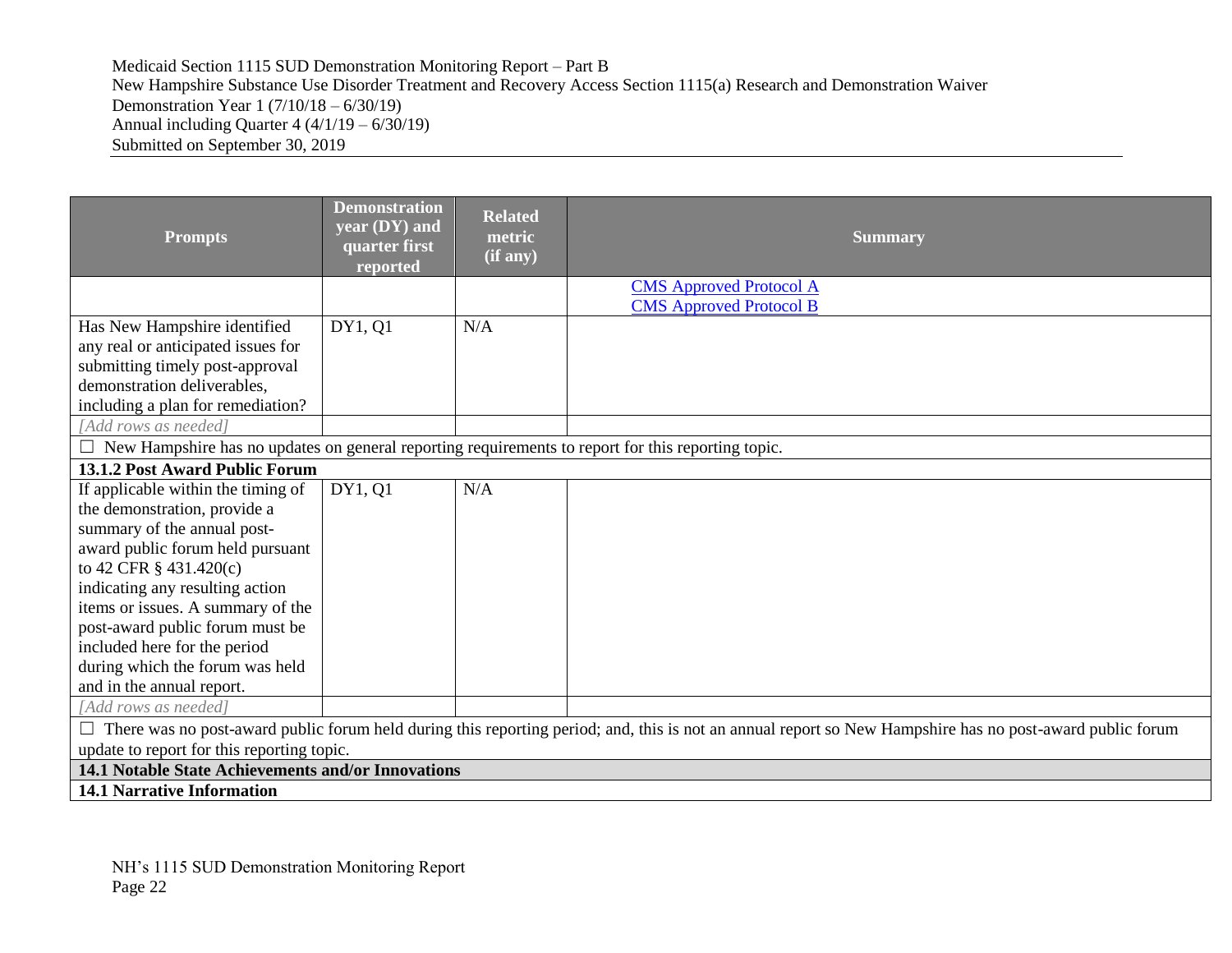| Prompts | Demonstration year (DY) and quarter first reported | Related metric (if any) | Summary |
|---|---|---|---|
| | | | [CMS Approved Protocol A](#)<br>[CMS Approved Protocol B](#) |
| Has New Hampshire identified any real or anticipated issues for submitting timely post-approval demonstration deliverables, including a plan for remediation? | DY1, Q1 | N/A | |
| *[Add rows as needed]* | | | |
| ☐ New Hampshire has no updates on general reporting requirements to report for this reporting topic. | | | |
| **13.1.2 Post Award Public Forum** | | | |
| If applicable within the timing of the demonstration, provide a summary of the annual post-award public forum held pursuant to 42 CFR § 431.420(c) indicating any resulting action items or issues. A summary of the post-award public forum must be included here for the period during which the forum was held and in the annual report. | DY1, Q1 | N/A | |
| *[Add rows as needed]* | | | |
| ☐ There was no post-award public forum held during this reporting period; and, this is not an annual report so New Hampshire has no post-award public forum update to report for this reporting topic. | | | |
| **14.1 Notable State Achievements and/or Innovations** | | | |
| **14.1 Narrative Information** | | | |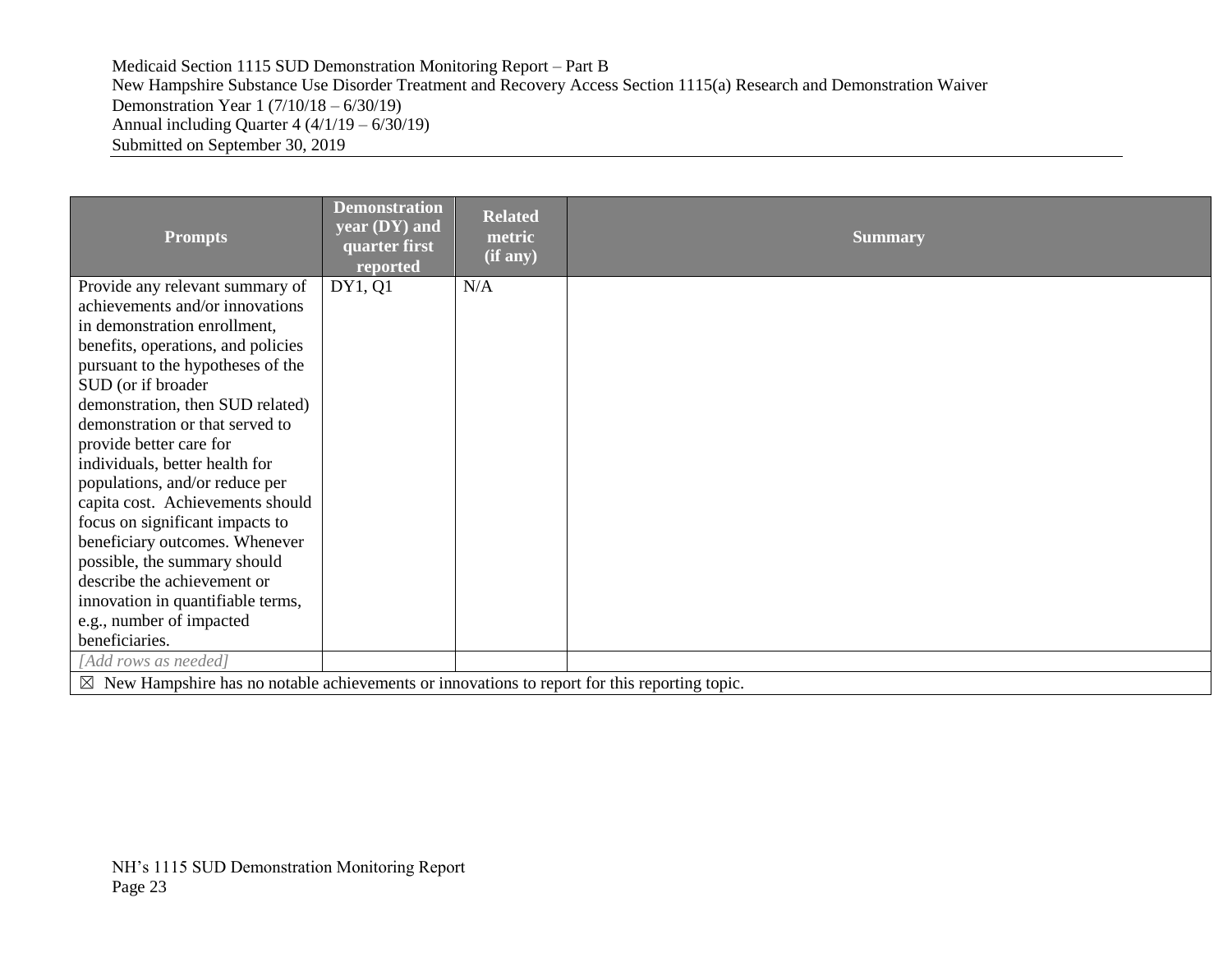| Prompts | Demonstration year (DY) and quarter first reported | Related metric (if any) | Summary |
|---|---|---|---|
| Provide any relevant summary of achievements and/or innovations in demonstration enrollment, benefits, operations, and policies pursuant to the hypotheses of the SUD (or if broader demonstration, then SUD related) demonstration or that served to provide better care for individuals, better health for populations, and/or reduce per capita cost. Achievements should focus on significant impacts to beneficiary outcomes. Whenever possible, the summary should describe the achievement or innovation in quantifiable terms, e.g., number of impacted beneficiaries. | DY1, Q1 | N/A | |
| *[Add rows as needed]* | | | |
| ☒ New Hampshire has no notable achievements or innovations to report for this reporting topic. | | | |